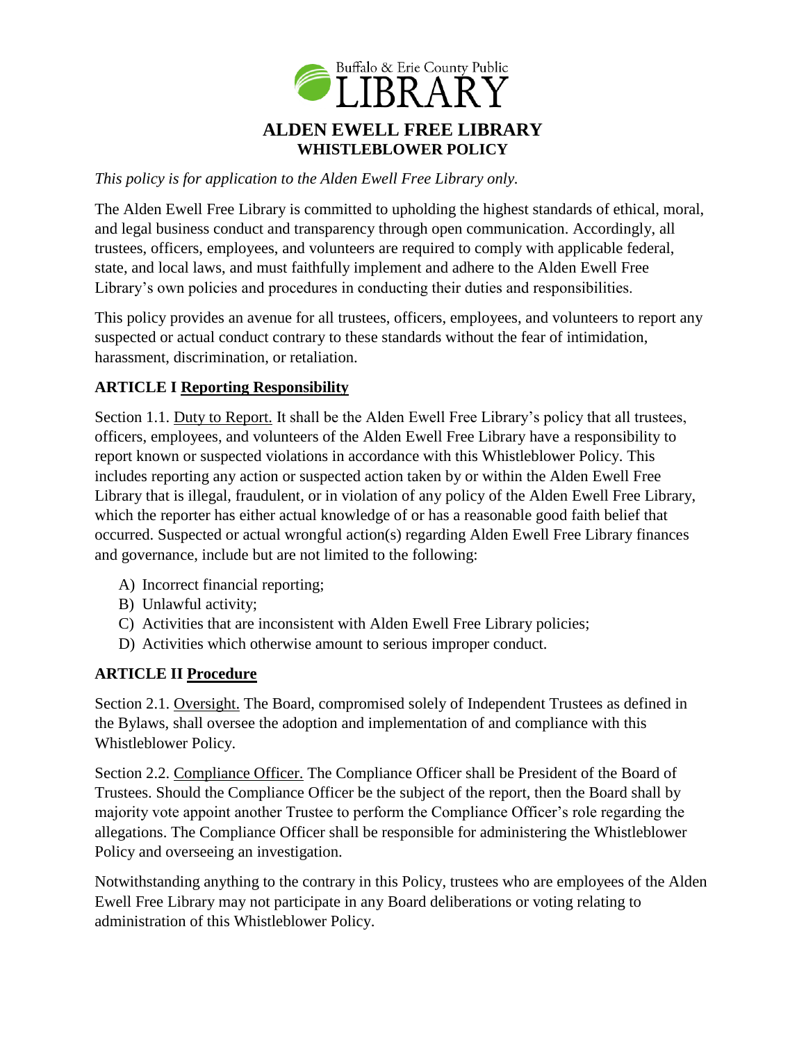Buffalo & Erie County Public LIBRARY

# ALDEN EWELL FREE LIBRARY

## WHISTLEBLOWER POLICY

*This policy is for application to the Alden Ewell Free Library only.*

The Alden Ewell Free Library is committed to upholding the highest standards of ethical, moral, and legal business conduct and transparency through open communication. Accordingly, all trustees, officers, employees, and volunteers are required to comply with applicable federal, state, and local laws, and must faithfully implement and adhere to the Alden Ewell Free Library's own policies and procedures in conducting their duties and responsibilities.

This policy provides an avenue for all trustees, officers, employees, and volunteers to report any suspected or actual conduct contrary to these standards without the fear of intimidation, harassment, discrimination, or retaliation.

### ARTICLE I Reporting Responsibility

Section 1.1. Duty to Report. It shall be the Alden Ewell Free Library's policy that all trustees, officers, employees, and volunteers of the Alden Ewell Free Library have a responsibility to report known or suspected violations in accordance with this Whistleblower Policy. This includes reporting any action or suspected action taken by or within the Alden Ewell Free Library that is illegal, fraudulent, or in violation of any policy of the Alden Ewell Free Library, which the reporter has either actual knowledge of or has a reasonable good faith belief that occurred. Suspected or actual wrongful action(s) regarding Alden Ewell Free Library finances and governance, include but are not limited to the following:

A) Incorrect financial reporting;
B) Unlawful activity;
C) Activities that are inconsistent with Alden Ewell Free Library policies;
D) Activities which otherwise amount to serious improper conduct.

### ARTICLE II Procedure

Section 2.1. Oversight. The Board, compromised solely of Independent Trustees as defined in the Bylaws, shall oversee the adoption and implementation of and compliance with this Whistleblower Policy.

Section 2.2. Compliance Officer. The Compliance Officer shall be President of the Board of Trustees. Should the Compliance Officer be the subject of the report, then the Board shall by majority vote appoint another Trustee to perform the Compliance Officer's role regarding the allegations. The Compliance Officer shall be responsible for administering the Whistleblower Policy and overseeing an investigation.

Notwithstanding anything to the contrary in this Policy, trustees who are employees of the Alden Ewell Free Library may not participate in any Board deliberations or voting relating to administration of this Whistleblower Policy.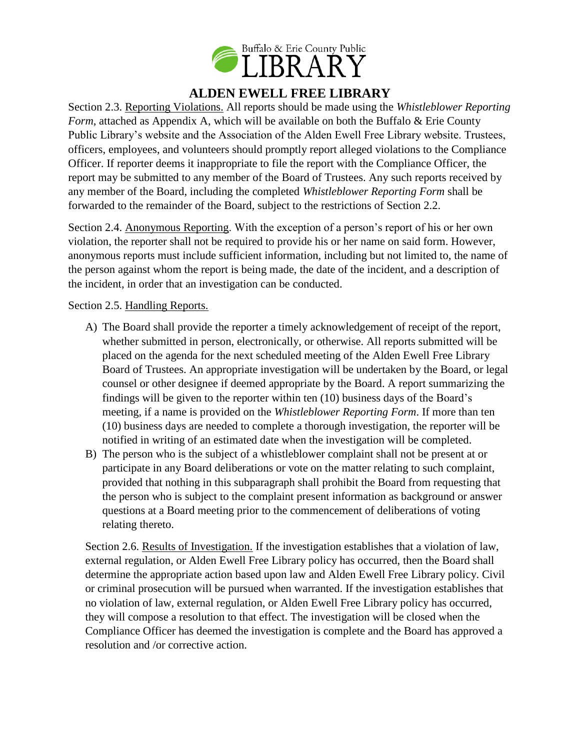## ALDEN EWELL FREE LIBRARY

Section 2.3. Reporting Violations. All reports should be made using the *Whistleblower Reporting Form*, attached as Appendix A, which will be available on both the Buffalo & Erie County Public Library's website and the Association of the Alden Ewell Free Library website. Trustees, officers, employees, and volunteers should promptly report alleged violations to the Compliance Officer. If reporter deems it inappropriate to file the report with the Compliance Officer, the report may be submitted to any member of the Board of Trustees. Any such reports received by any member of the Board, including the completed *Whistleblower Reporting Form* shall be forwarded to the remainder of the Board, subject to the restrictions of Section 2.2.

Section 2.4. Anonymous Reporting. With the exception of a person's report of his or her own violation, the reporter shall not be required to provide his or her name on said form. However, anonymous reports must include sufficient information, including but not limited to, the name of the person against whom the report is being made, the date of the incident, and a description of the incident, in order that an investigation can be conducted.

Section 2.5. Handling Reports.

A) The Board shall provide the reporter a timely acknowledgement of receipt of the report, whether submitted in person, electronically, or otherwise. All reports submitted will be placed on the agenda for the next scheduled meeting of the Alden Ewell Free Library Board of Trustees. An appropriate investigation will be undertaken by the Board, or legal counsel or other designee if deemed appropriate by the Board. A report summarizing the findings will be given to the reporter within ten (10) business days of the Board's meeting, if a name is provided on the *Whistleblower Reporting Form*. If more than ten (10) business days are needed to complete a thorough investigation, the reporter will be notified in writing of an estimated date when the investigation will be completed.
B) The person who is the subject of a whistleblower complaint shall not be present at or participate in any Board deliberations or vote on the matter relating to such complaint, provided that nothing in this subparagraph shall prohibit the Board from requesting that the person who is subject to the complaint present information as background or answer questions at a Board meeting prior to the commencement of deliberations of voting relating thereto.

Section 2.6. Results of Investigation. If the investigation establishes that a violation of law, external regulation, or Alden Ewell Free Library policy has occurred, then the Board shall determine the appropriate action based upon law and Alden Ewell Free Library policy. Civil or criminal prosecution will be pursued when warranted. If the investigation establishes that no violation of law, external regulation, or Alden Ewell Free Library policy has occurred, they will compose a resolution to that effect. The investigation will be closed when the Compliance Officer has deemed the investigation is complete and the Board has approved a resolution and /or corrective action.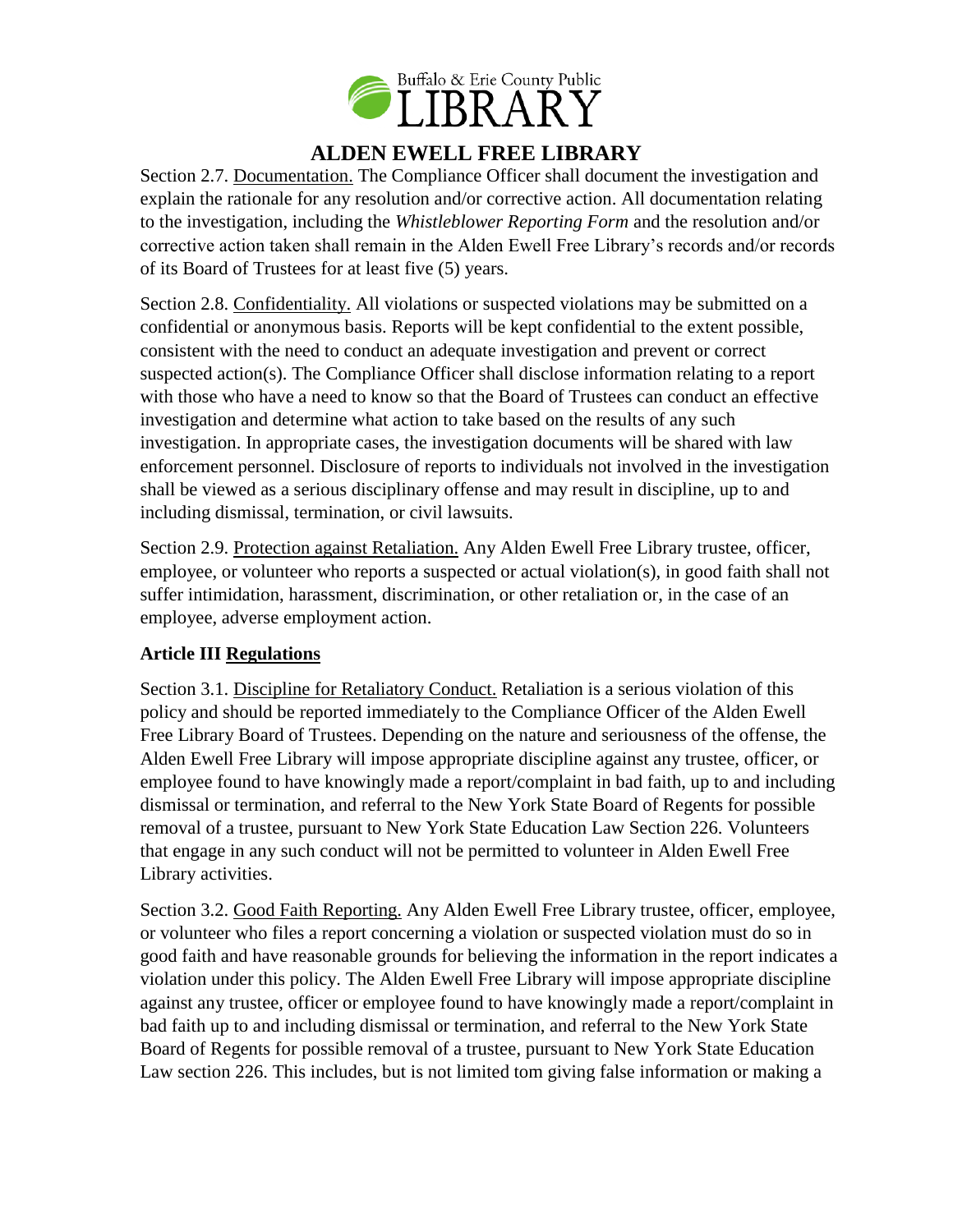Section 2.7. Documentation. The Compliance Officer shall document the investigation and explain the rationale for any resolution and/or corrective action. All documentation relating to the investigation, including the *Whistleblower Reporting Form* and the resolution and/or corrective action taken shall remain in the Alden Ewell Free Library's records and/or records of its Board of Trustees for at least five (5) years.

Section 2.8. Confidentiality. All violations or suspected violations may be submitted on a confidential or anonymous basis. Reports will be kept confidential to the extent possible, consistent with the need to conduct an adequate investigation and prevent or correct suspected action(s). The Compliance Officer shall disclose information relating to a report with those who have a need to know so that the Board of Trustees can conduct an effective investigation and determine what action to take based on the results of any such investigation. In appropriate cases, the investigation documents will be shared with law enforcement personnel. Disclosure of reports to individuals not involved in the investigation shall be viewed as a serious disciplinary offense and may result in discipline, up to and including dismissal, termination, or civil lawsuits.

Section 2.9. Protection against Retaliation. Any Alden Ewell Free Library trustee, officer, employee, or volunteer who reports a suspected or actual violation(s), in good faith shall not suffer intimidation, harassment, discrimination, or other retaliation or, in the case of an employee, adverse employment action.

**Article III Regulations**

Section 3.1. Discipline for Retaliatory Conduct. Retaliation is a serious violation of this policy and should be reported immediately to the Compliance Officer of the Alden Ewell Free Library Board of Trustees. Depending on the nature and seriousness of the offense, the Alden Ewell Free Library will impose appropriate discipline against any trustee, officer, or employee found to have knowingly made a report/complaint in bad faith, up to and including dismissal or termination, and referral to the New York State Board of Regents for possible removal of a trustee, pursuant to New York State Education Law Section 226. Volunteers that engage in any such conduct will not be permitted to volunteer in Alden Ewell Free Library activities.

Section 3.2. Good Faith Reporting. Any Alden Ewell Free Library trustee, officer, employee, or volunteer who files a report concerning a violation or suspected violation must do so in good faith and have reasonable grounds for believing the information in the report indicates a violation under this policy. The Alden Ewell Free Library will impose appropriate discipline against any trustee, officer or employee found to have knowingly made a report/complaint in bad faith up to and including dismissal or termination, and referral to the New York State Board of Regents for possible removal of a trustee, pursuant to New York State Education Law section 226. This includes, but is not limited tom giving false information or making a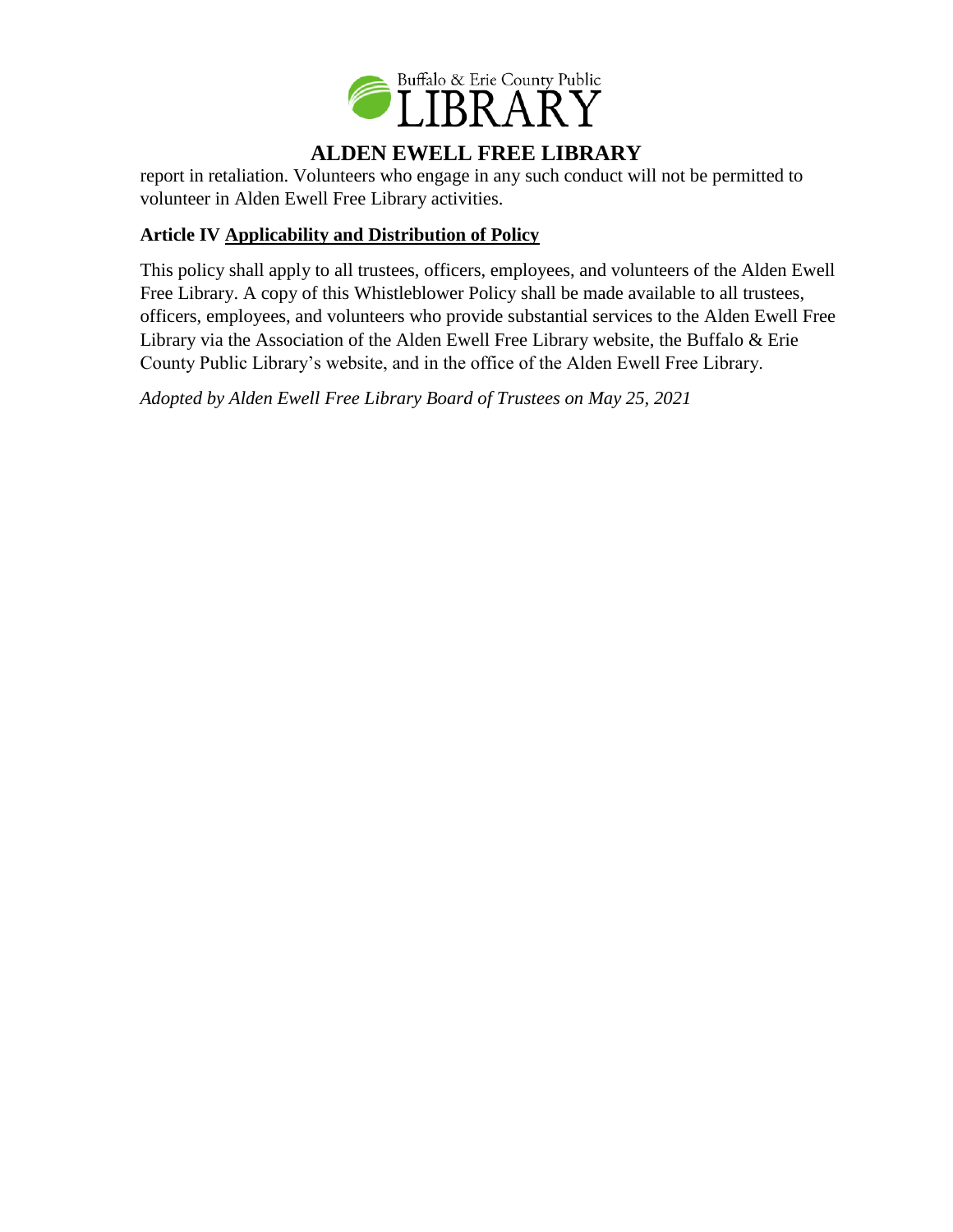report in retaliation. Volunteers who engage in any such conduct will not be permitted to volunteer in Alden Ewell Free Library activities.

**Article IV Applicability and Distribution of Policy**

This policy shall apply to all trustees, officers, employees, and volunteers of the Alden Ewell Free Library. A copy of this Whistleblower Policy shall be made available to all trustees, officers, employees, and volunteers who provide substantial services to the Alden Ewell Free Library via the Association of the Alden Ewell Free Library website, the Buffalo & Erie County Public Library's website, and in the office of the Alden Ewell Free Library.

*Adopted by Alden Ewell Free Library Board of Trustees on May 25, 2021*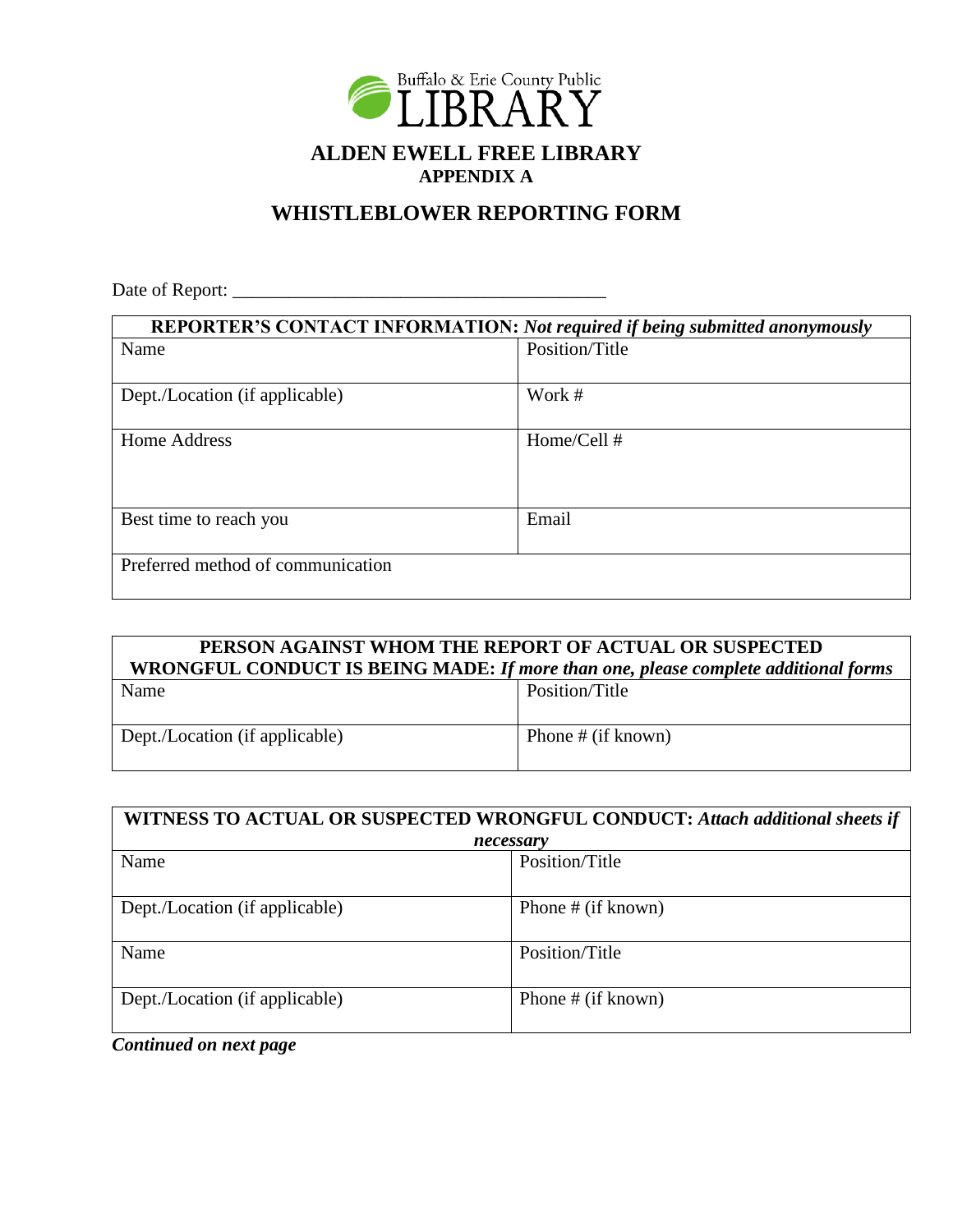Buffalo & Erie County Public LIBRARY

# ALDEN EWELL FREE LIBRARY

**APPENDIX A**

## WHISTLEBLOWER REPORTING FORM

Date of Report: ________________________________________

| **REPORTER'S CONTACT INFORMATION:** ***Not required if being submitted anonymously*** | |
|---|---|
| Name | Position/Title |
| Dept./Location (if applicable) | Work # |
| Home Address | Home/Cell # |
| Best time to reach you | Email |
| Preferred method of communication | |

| **PERSON AGAINST WHOM THE REPORT OF ACTUAL OR SUSPECTED WRONGFUL CONDUCT IS BEING MADE:** ***If more than one, please complete additional forms*** | |
|---|---|
| Name | Position/Title |
| Dept./Location (if applicable) | Phone # (if known) |

| **WITNESS TO ACTUAL OR SUSPECTED WRONGFUL CONDUCT:** ***Attach additional sheets if necessary*** | |
|---|---|
| Name | Position/Title |
| Dept./Location (if applicable) | Phone # (if known) |
| Name | Position/Title |
| Dept./Location (if applicable) | Phone # (if known) |

***Continued on next page***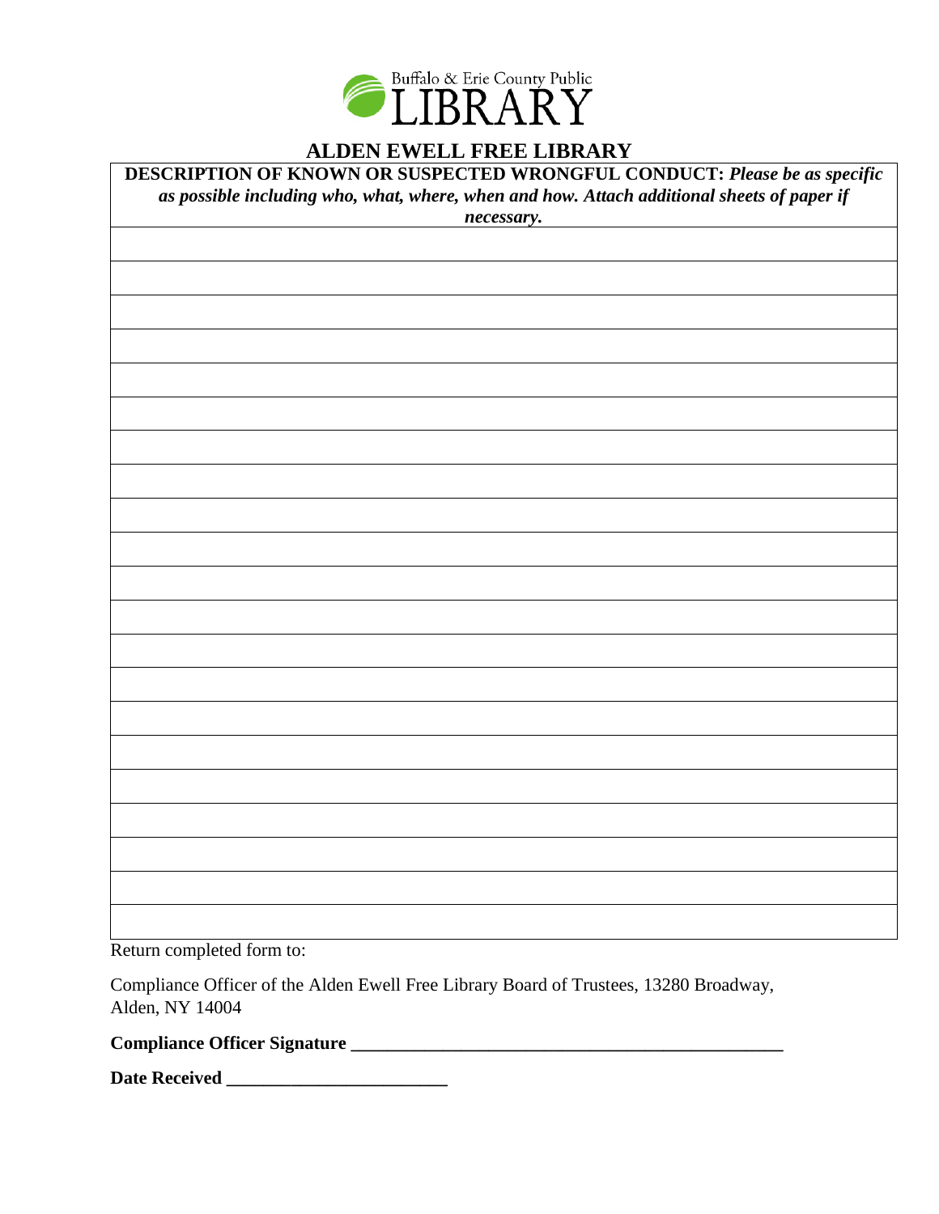Buffalo & Erie County Public LIBRARY

## ALDEN EWELL FREE LIBRARY

| **DESCRIPTION OF KNOWN OR SUSPECTED WRONGFUL CONDUCT:** ***Please be as specific as possible including who, what, where, when and how. Attach additional sheets of paper if necessary.*** |
|---|
| |
| |
| |
| |
| |
| |
| |
| |
| |
| |
| |
| |
| |
| |
| |
| |
| |
| |
| |
| |
| |

Return completed form to:

Compliance Officer of the Alden Ewell Free Library Board of Trustees, 13280 Broadway, Alden, NY 14004

**Compliance Officer Signature** ________________________________________________

**Date Received** ________________________